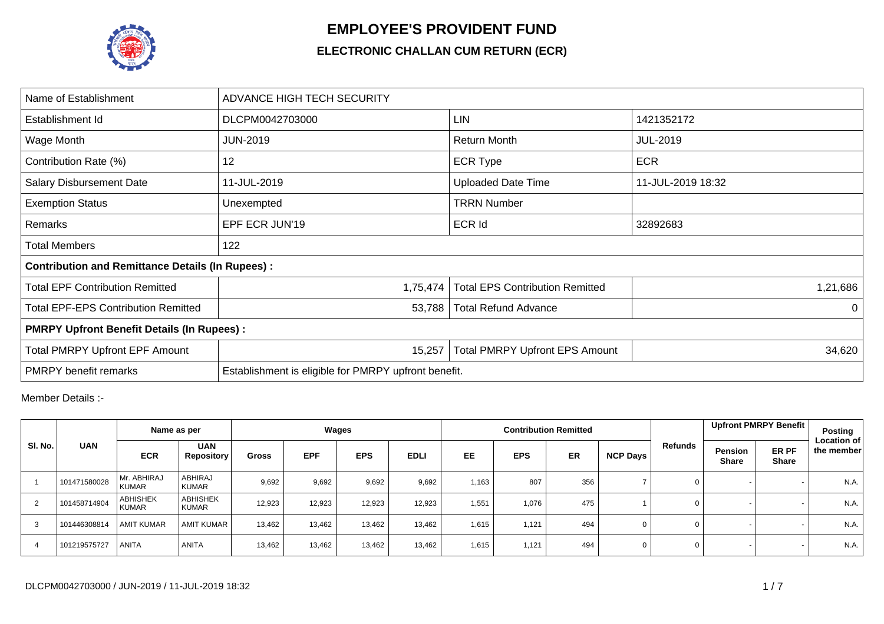# EMPLOYEE'S PROVIDENT FUND

## ELECTRONIC CHALLAN CUM RETURN (ECR)

| Name of Establishment | ADVANCE HIGH TECH SECURITY | | |
|---|---|---|---|
| Establishment Id | DLCPM0042703000 | LIN | 1421352172 |
| Wage Month | JUN-2019 | Return Month | JUL-2019 |
| Contribution Rate (%) | 12 | ECR Type | ECR |
| Salary Disbursement Date | 11-JUL-2019 | Uploaded Date Time | 11-JUL-2019 18:32 |
| Exemption Status | Unexempted | TRRN Number | |
| Remarks | EPF ECR JUN'19 | ECR Id | 32892683 |
| Total Members | 122 | | |
| **Contribution and Remittance Details (In Rupees) :** | | | |
| Total EPF Contribution Remitted | 1,75,474 | Total EPS Contribution Remitted | 1,21,686 |
| Total EPF-EPS Contribution Remitted | 53,788 | Total Refund Advance | 0 |
| **PMRPY Upfront Benefit Details (In Rupees) :** | | | |
| Total PMRPY Upfront EPF Amount | 15,257 | Total PMRPY Upfront EPS Amount | 34,620 |
| PMRPY benefit remarks | Establishment is eligible for PMRPY upfront benefit. | | |

Member Details :-

| Sl. No. | UAN | Name as per | | Wages | | | | Contribution Remitted | | | | Refunds | Upfront PMRPY Benefit | | Posting Location of the member |
|---|---|---|---|---|---|---|---|---|---|---|---|---|---|---|---|
| | | ECR | UAN Repository | Gross | EPF | EPS | EDLI | EE | EPS | ER | NCP Days | | Pension Share | ER PF Share | |
| 1 | 101471580028 | Mr. ABHIRAJ KUMAR | ABHIRAJ KUMAR | 9,692 | 9,692 | 9,692 | 9,692 | 1,163 | 807 | 356 | 7 | 0 | - | - | N.A. |
| 2 | 101458714904 | ABHISHEK KUMAR | ABHISHEK KUMAR | 12,923 | 12,923 | 12,923 | 12,923 | 1,551 | 1,076 | 475 | 1 | 0 | - | - | N.A. |
| 3 | 101446308814 | AMIT KUMAR | AMIT KUMAR | 13,462 | 13,462 | 13,462 | 13,462 | 1,615 | 1,121 | 494 | 0 | 0 | - | - | N.A. |
| 4 | 101219575727 | ANITA | ANITA | 13,462 | 13,462 | 13,462 | 13,462 | 1,615 | 1,121 | 494 | 0 | 0 | - | - | N.A. |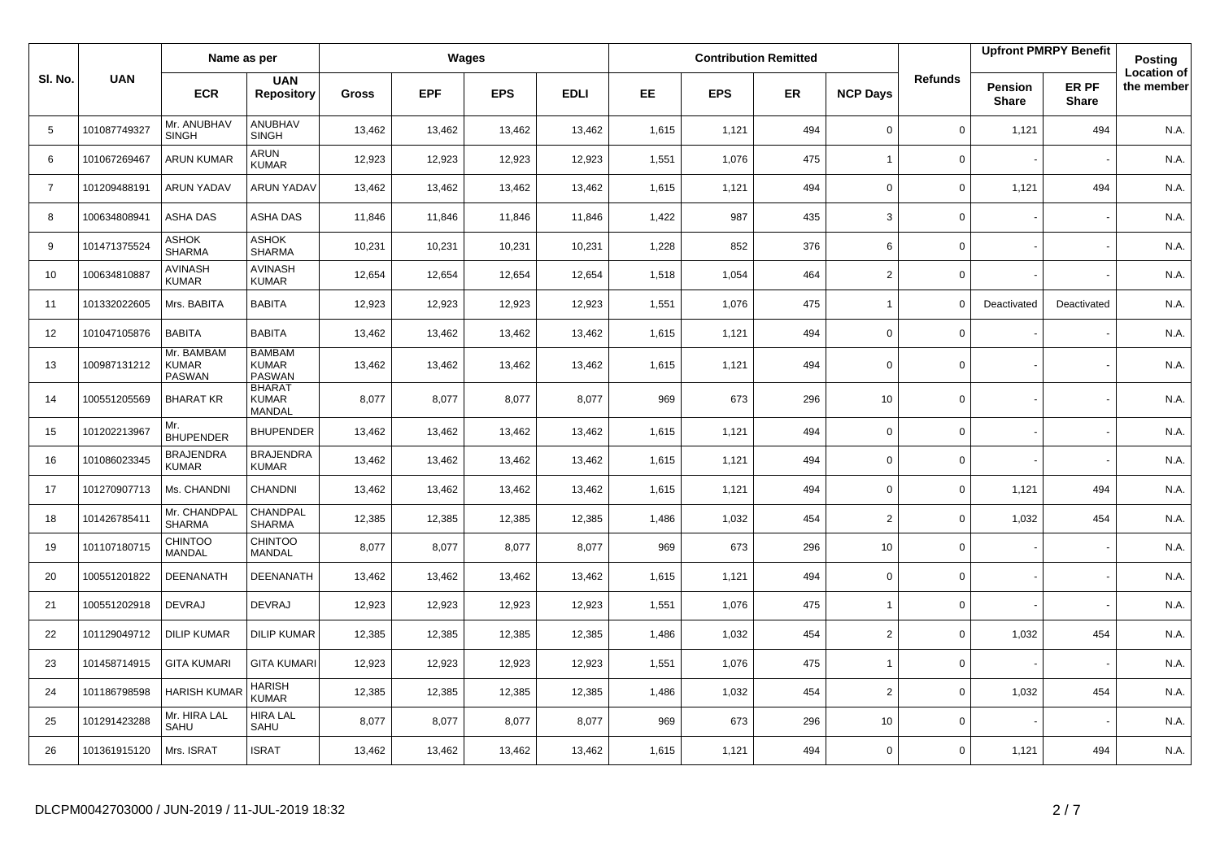| Sl. No. | UAN | Name as per | | Wages | | | | Contribution Remitted | | | | Refunds | Upfront PMRPY Benefit | | Posting Location of the member |
|---|---|---|---|---|---|---|---|---|---|---|---|---|---|---|---|
| | | ECR | UAN Repository | Gross | EPF | EPS | EDLI | EE | EPS | ER | NCP Days | | Pension Share | ER PF Share | |
| 5 | 101087749327 | Mr. ANUBHAV SINGH | ANUBHAV SINGH | 13,462 | 13,462 | 13,462 | 13,462 | 1,615 | 1,121 | 494 | 0 | 0 | 1,121 | 494 | N.A. |
| 6 | 101067269467 | ARUN KUMAR | ARUN KUMAR | 12,923 | 12,923 | 12,923 | 12,923 | 1,551 | 1,076 | 475 | 1 | 0 | - | - | N.A. |
| 7 | 101209488191 | ARUN YADAV | ARUN YADAV | 13,462 | 13,462 | 13,462 | 13,462 | 1,615 | 1,121 | 494 | 0 | 0 | 1,121 | 494 | N.A. |
| 8 | 100634808941 | ASHA DAS | ASHA DAS | 11,846 | 11,846 | 11,846 | 11,846 | 1,422 | 987 | 435 | 3 | 0 | - | - | N.A. |
| 9 | 101471375524 | ASHOK SHARMA | ASHOK SHARMA | 10,231 | 10,231 | 10,231 | 10,231 | 1,228 | 852 | 376 | 6 | 0 | - | - | N.A. |
| 10 | 100634810887 | AVINASH KUMAR | AVINASH KUMAR | 12,654 | 12,654 | 12,654 | 12,654 | 1,518 | 1,054 | 464 | 2 | 0 | - | - | N.A. |
| 11 | 101332022605 | Mrs. BABITA | BABITA | 12,923 | 12,923 | 12,923 | 12,923 | 1,551 | 1,076 | 475 | 1 | 0 | Deactivated | Deactivated | N.A. |
| 12 | 101047105876 | BABITA | BABITA | 13,462 | 13,462 | 13,462 | 13,462 | 1,615 | 1,121 | 494 | 0 | 0 | - | - | N.A. |
| 13 | 100987131212 | Mr. BAMBAM KUMAR PASWAN | BAMBAM KUMAR PASWAN | 13,462 | 13,462 | 13,462 | 13,462 | 1,615 | 1,121 | 494 | 0 | 0 | - | - | N.A. |
| 14 | 100551205569 | BHARAT KR | BHARAT KUMAR MANDAL | 8,077 | 8,077 | 8,077 | 8,077 | 969 | 673 | 296 | 10 | 0 | - | - | N.A. |
| 15 | 101202213967 | Mr. BHUPENDER | BHUPENDER | 13,462 | 13,462 | 13,462 | 13,462 | 1,615 | 1,121 | 494 | 0 | 0 | - | - | N.A. |
| 16 | 101086023345 | BRAJENDRA KUMAR | BRAJENDRA KUMAR | 13,462 | 13,462 | 13,462 | 13,462 | 1,615 | 1,121 | 494 | 0 | 0 | - | - | N.A. |
| 17 | 101270907713 | Ms. CHANDNI | CHANDNI | 13,462 | 13,462 | 13,462 | 13,462 | 1,615 | 1,121 | 494 | 0 | 0 | 1,121 | 494 | N.A. |
| 18 | 101426785411 | Mr. CHANDPAL SHARMA | CHANDPAL SHARMA | 12,385 | 12,385 | 12,385 | 12,385 | 1,486 | 1,032 | 454 | 2 | 0 | 1,032 | 454 | N.A. |
| 19 | 101107180715 | CHINTOO MANDAL | CHINTOO MANDAL | 8,077 | 8,077 | 8,077 | 8,077 | 969 | 673 | 296 | 10 | 0 | - | - | N.A. |
| 20 | 100551201822 | DEENANATH | DEENANATH | 13,462 | 13,462 | 13,462 | 13,462 | 1,615 | 1,121 | 494 | 0 | 0 | - | - | N.A. |
| 21 | 100551202918 | DEVRAJ | DEVRAJ | 12,923 | 12,923 | 12,923 | 12,923 | 1,551 | 1,076 | 475 | 1 | 0 | - | - | N.A. |
| 22 | 101129049712 | DILIP KUMAR | DILIP KUMAR | 12,385 | 12,385 | 12,385 | 12,385 | 1,486 | 1,032 | 454 | 2 | 0 | 1,032 | 454 | N.A. |
| 23 | 101458714915 | GITA KUMARI | GITA KUMARI | 12,923 | 12,923 | 12,923 | 12,923 | 1,551 | 1,076 | 475 | 1 | 0 | - | - | N.A. |
| 24 | 101186798598 | HARISH KUMAR | HARISH KUMAR | 12,385 | 12,385 | 12,385 | 12,385 | 1,486 | 1,032 | 454 | 2 | 0 | 1,032 | 454 | N.A. |
| 25 | 101291423288 | Mr. HIRA LAL SAHU | HIRA LAL SAHU | 8,077 | 8,077 | 8,077 | 8,077 | 969 | 673 | 296 | 10 | 0 | - | - | N.A. |
| 26 | 101361915120 | Mrs. ISRAT | ISRAT | 13,462 | 13,462 | 13,462 | 13,462 | 1,615 | 1,121 | 494 | 0 | 0 | 1,121 | 494 | N.A. |

DLCPM0042703000 / JUN-2019 / 11-JUL-2019 18:32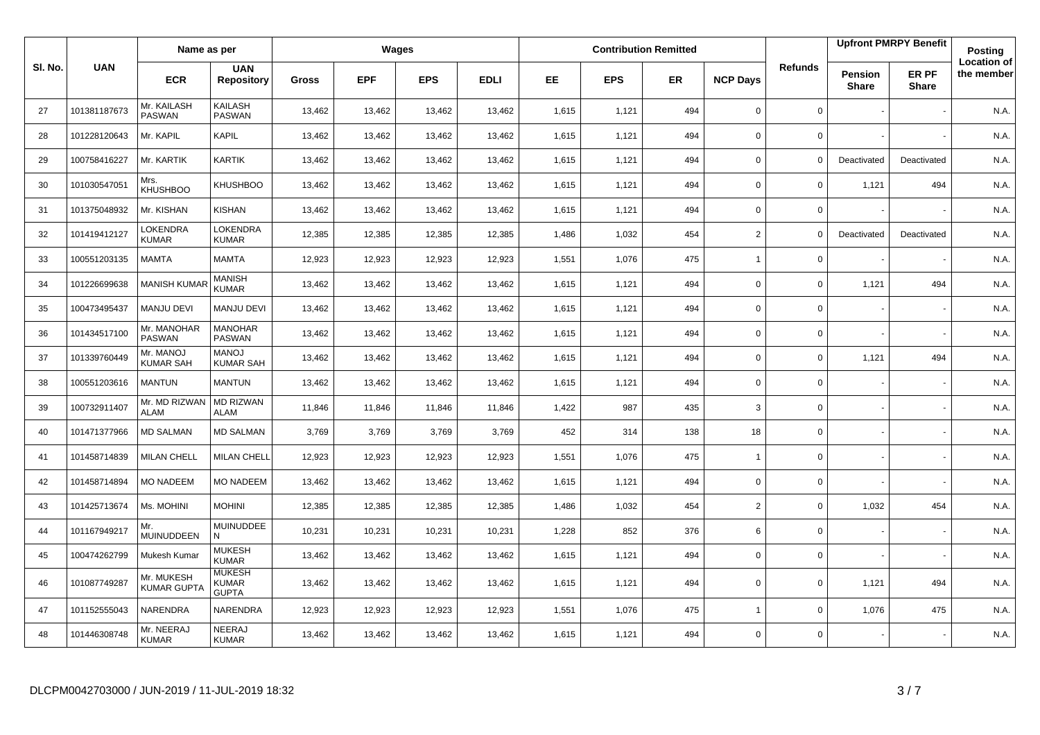| Sl. No. | UAN | Name as per | | Wages | | | | Contribution Remitted | | | | Refunds | Upfront PMRPY Benefit | | Posting Location of the member |
|---|---|---|---|---|---|---|---|---|---|---|---|---|---|---|---|
| | | ECR | UAN Repository | Gross | EPF | EPS | EDLI | EE | EPS | ER | NCP Days | | Pension Share | ER PF Share | |
| 27 | 101381187673 | Mr. KAILASH PASWAN | KAILASH PASWAN | 13,462 | 13,462 | 13,462 | 13,462 | 1,615 | 1,121 | 494 | 0 | 0 | - | - | N.A. |
| 28 | 101228120643 | Mr. KAPIL | KAPIL | 13,462 | 13,462 | 13,462 | 13,462 | 1,615 | 1,121 | 494 | 0 | 0 | - | - | N.A. |
| 29 | 100758416227 | Mr. KARTIK | KARTIK | 13,462 | 13,462 | 13,462 | 13,462 | 1,615 | 1,121 | 494 | 0 | 0 | Deactivated | Deactivated | N.A. |
| 30 | 101030547051 | Mrs. KHUSHBOO | KHUSHBOO | 13,462 | 13,462 | 13,462 | 13,462 | 1,615 | 1,121 | 494 | 0 | 0 | 1,121 | 494 | N.A. |
| 31 | 101375048932 | Mr. KISHAN | KISHAN | 13,462 | 13,462 | 13,462 | 13,462 | 1,615 | 1,121 | 494 | 0 | 0 | - | - | N.A. |
| 32 | 101419412127 | LOKENDRA KUMAR | LOKENDRA KUMAR | 12,385 | 12,385 | 12,385 | 12,385 | 1,486 | 1,032 | 454 | 2 | 0 | Deactivated | Deactivated | N.A. |
| 33 | 100551203135 | MAMTA | MAMTA | 12,923 | 12,923 | 12,923 | 12,923 | 1,551 | 1,076 | 475 | 1 | 0 | - | - | N.A. |
| 34 | 101226699638 | MANISH KUMAR | MANISH KUMAR | 13,462 | 13,462 | 13,462 | 13,462 | 1,615 | 1,121 | 494 | 0 | 0 | 1,121 | 494 | N.A. |
| 35 | 100473495437 | MANJU DEVI | MANJU DEVI | 13,462 | 13,462 | 13,462 | 13,462 | 1,615 | 1,121 | 494 | 0 | 0 | - | - | N.A. |
| 36 | 101434517100 | Mr. MANOHAR PASWAN | MANOHAR PASWAN | 13,462 | 13,462 | 13,462 | 13,462 | 1,615 | 1,121 | 494 | 0 | 0 | - | - | N.A. |
| 37 | 101339760449 | Mr. MANOJ KUMAR SAH | MANOJ KUMAR SAH | 13,462 | 13,462 | 13,462 | 13,462 | 1,615 | 1,121 | 494 | 0 | 0 | 1,121 | 494 | N.A. |
| 38 | 100551203616 | MANTUN | MANTUN | 13,462 | 13,462 | 13,462 | 13,462 | 1,615 | 1,121 | 494 | 0 | 0 | - | - | N.A. |
| 39 | 100732911407 | Mr. MD RIZWAN ALAM | MD RIZWAN ALAM | 11,846 | 11,846 | 11,846 | 11,846 | 1,422 | 987 | 435 | 3 | 0 | - | - | N.A. |
| 40 | 101471377966 | MD SALMAN | MD SALMAN | 3,769 | 3,769 | 3,769 | 3,769 | 452 | 314 | 138 | 18 | 0 | - | - | N.A. |
| 41 | 101458714839 | MILAN CHELL | MILAN CHELL | 12,923 | 12,923 | 12,923 | 12,923 | 1,551 | 1,076 | 475 | 1 | 0 | - | - | N.A. |
| 42 | 101458714894 | MO NADEEM | MO NADEEM | 13,462 | 13,462 | 13,462 | 13,462 | 1,615 | 1,121 | 494 | 0 | 0 | - | - | N.A. |
| 43 | 101425713674 | Ms. MOHINI | MOHINI | 12,385 | 12,385 | 12,385 | 12,385 | 1,486 | 1,032 | 454 | 2 | 0 | 1,032 | 454 | N.A. |
| 44 | 101167949217 | Mr. MUINUDDEEN | MUINUDDEE N | 10,231 | 10,231 | 10,231 | 10,231 | 1,228 | 852 | 376 | 6 | 0 | - | - | N.A. |
| 45 | 100474262799 | Mukesh Kumar | MUKESH KUMAR | 13,462 | 13,462 | 13,462 | 13,462 | 1,615 | 1,121 | 494 | 0 | 0 | - | - | N.A. |
| 46 | 101087749287 | Mr. MUKESH KUMAR GUPTA | MUKESH KUMAR GUPTA | 13,462 | 13,462 | 13,462 | 13,462 | 1,615 | 1,121 | 494 | 0 | 0 | 1,121 | 494 | N.A. |
| 47 | 101152555043 | NARENDRA | NARENDRA | 12,923 | 12,923 | 12,923 | 12,923 | 1,551 | 1,076 | 475 | 1 | 0 | 1,076 | 475 | N.A. |
| 48 | 101446308748 | Mr. NEERAJ KUMAR | NEERAJ KUMAR | 13,462 | 13,462 | 13,462 | 13,462 | 1,615 | 1,121 | 494 | 0 | 0 | - | - | N.A. |

DLCPM0042703000 / JUN-2019 / 11-JUL-2019 18:32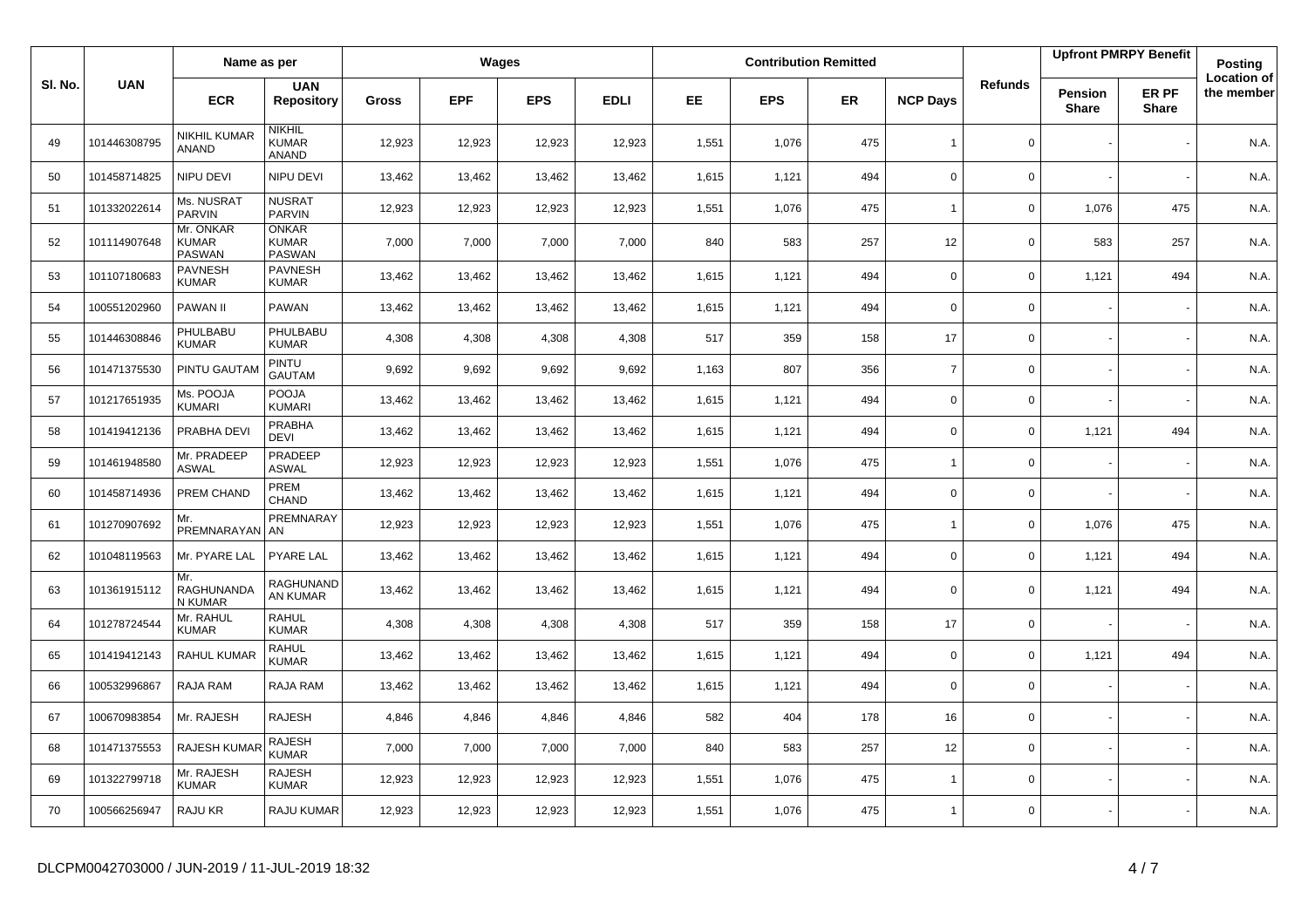| Sl. No. | UAN | Name as per | | Wages | | | | Contribution Remitted | | | | Refunds | Upfront PMRPY Benefit | | Posting Location of the member |
|---|---|---|---|---|---|---|---|---|---|---|---|---|---|---|---|
| | | ECR | UAN Repository | Gross | EPF | EPS | EDLI | EE | EPS | ER | NCP Days | | Pension Share | ER PF Share | |
| 49 | 101446308795 | NIKHIL KUMAR ANAND | NIKHIL KUMAR ANAND | 12,923 | 12,923 | 12,923 | 12,923 | 1,551 | 1,076 | 475 | 1 | 0 | - | - | N.A. |
| 50 | 101458714825 | NIPU DEVI | NIPU DEVI | 13,462 | 13,462 | 13,462 | 13,462 | 1,615 | 1,121 | 494 | 0 | 0 | - | - | N.A. |
| 51 | 101332022614 | Ms. NUSRAT PARVIN | NUSRAT PARVIN | 12,923 | 12,923 | 12,923 | 12,923 | 1,551 | 1,076 | 475 | 1 | 0 | 1,076 | 475 | N.A. |
| 52 | 101114907648 | Mr. ONKAR KUMAR PASWAN | ONKAR KUMAR PASWAN | 7,000 | 7,000 | 7,000 | 7,000 | 840 | 583 | 257 | 12 | 0 | 583 | 257 | N.A. |
| 53 | 101107180683 | PAVNESH KUMAR | PAVNESH KUMAR | 13,462 | 13,462 | 13,462 | 13,462 | 1,615 | 1,121 | 494 | 0 | 0 | 1,121 | 494 | N.A. |
| 54 | 100551202960 | PAWAN II | PAWAN | 13,462 | 13,462 | 13,462 | 13,462 | 1,615 | 1,121 | 494 | 0 | 0 | - | - | N.A. |
| 55 | 101446308846 | PHULBABU KUMAR | PHULBABU KUMAR | 4,308 | 4,308 | 4,308 | 4,308 | 517 | 359 | 158 | 17 | 0 | - | - | N.A. |
| 56 | 101471375530 | PINTU GAUTAM | PINTU GAUTAM | 9,692 | 9,692 | 9,692 | 9,692 | 1,163 | 807 | 356 | 7 | 0 | - | - | N.A. |
| 57 | 101217651935 | Ms. POOJA KUMARI | POOJA KUMARI | 13,462 | 13,462 | 13,462 | 13,462 | 1,615 | 1,121 | 494 | 0 | 0 | - | - | N.A. |
| 58 | 101419412136 | PRABHA DEVI | PRABHA DEVI | 13,462 | 13,462 | 13,462 | 13,462 | 1,615 | 1,121 | 494 | 0 | 0 | 1,121 | 494 | N.A. |
| 59 | 101461948580 | Mr. PRADEEP ASWAL | PRADEEP ASWAL | 12,923 | 12,923 | 12,923 | 12,923 | 1,551 | 1,076 | 475 | 1 | 0 | - | - | N.A. |
| 60 | 101458714936 | PREM CHAND | PREM CHAND | 13,462 | 13,462 | 13,462 | 13,462 | 1,615 | 1,121 | 494 | 0 | 0 | - | - | N.A. |
| 61 | 101270907692 | Mr. PREMNARAYAN | PREMNARAYAN | 12,923 | 12,923 | 12,923 | 12,923 | 1,551 | 1,076 | 475 | 1 | 0 | 1,076 | 475 | N.A. |
| 62 | 101048119563 | Mr. PYARE LAL | PYARE LAL | 13,462 | 13,462 | 13,462 | 13,462 | 1,615 | 1,121 | 494 | 0 | 0 | 1,121 | 494 | N.A. |
| 63 | 101361915112 | Mr. RAGHUNANDAN KUMAR | RAGHUNANDAN KUMAR | 13,462 | 13,462 | 13,462 | 13,462 | 1,615 | 1,121 | 494 | 0 | 0 | 1,121 | 494 | N.A. |
| 64 | 101278724544 | Mr. RAHUL KUMAR | RAHUL KUMAR | 4,308 | 4,308 | 4,308 | 4,308 | 517 | 359 | 158 | 17 | 0 | - | - | N.A. |
| 65 | 101419412143 | RAHUL KUMAR | RAHUL KUMAR | 13,462 | 13,462 | 13,462 | 13,462 | 1,615 | 1,121 | 494 | 0 | 0 | 1,121 | 494 | N.A. |
| 66 | 100532996867 | RAJA RAM | RAJA RAM | 13,462 | 13,462 | 13,462 | 13,462 | 1,615 | 1,121 | 494 | 0 | 0 | - | - | N.A. |
| 67 | 100670983854 | Mr. RAJESH | RAJESH | 4,846 | 4,846 | 4,846 | 4,846 | 582 | 404 | 178 | 16 | 0 | - | - | N.A. |
| 68 | 101471375553 | RAJESH KUMAR | RAJESH KUMAR | 7,000 | 7,000 | 7,000 | 7,000 | 840 | 583 | 257 | 12 | 0 | - | - | N.A. |
| 69 | 101322799718 | Mr. RAJESH KUMAR | RAJESH KUMAR | 12,923 | 12,923 | 12,923 | 12,923 | 1,551 | 1,076 | 475 | 1 | 0 | - | - | N.A. |
| 70 | 100566256947 | RAJU KR | RAJU KUMAR | 12,923 | 12,923 | 12,923 | 12,923 | 1,551 | 1,076 | 475 | 1 | 0 | - | - | N.A. |

DLCPM0042703000 / JUN-2019 / 11-JUL-2019 18:32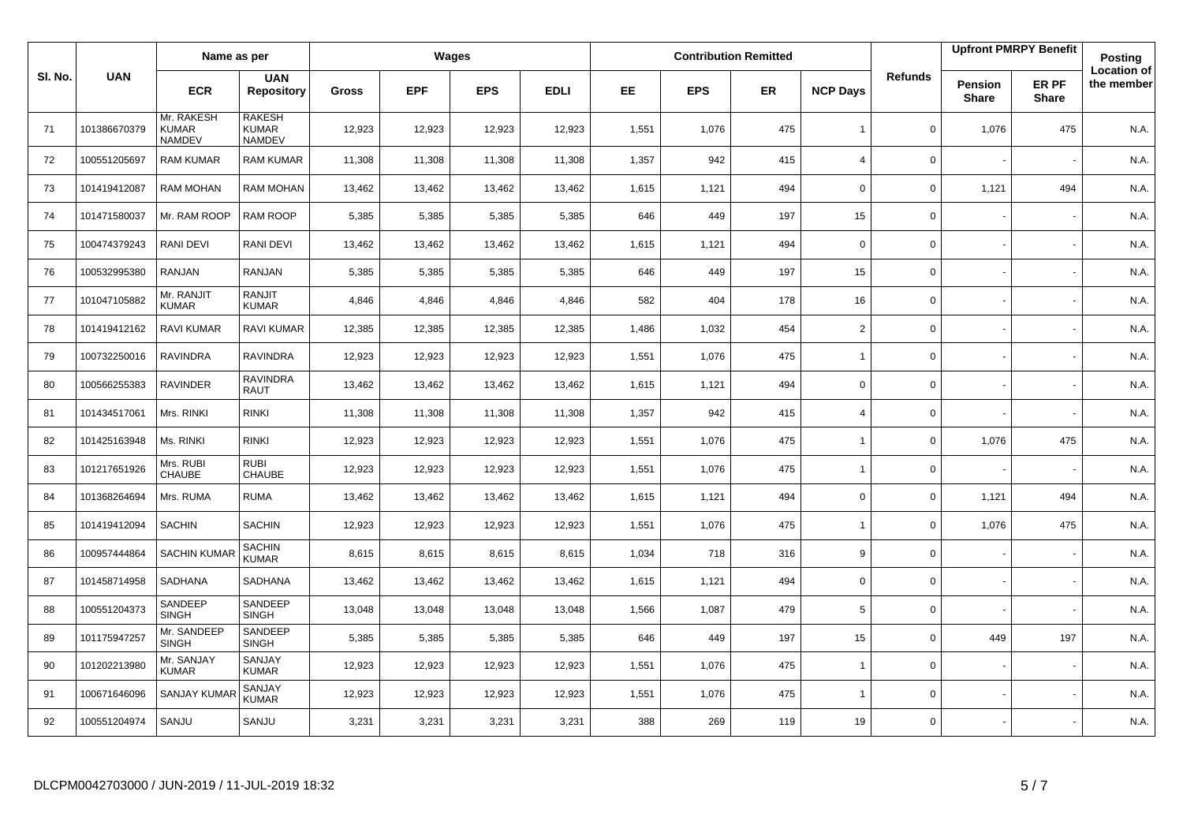| Sl. No. | UAN | Name as per | | Wages | | | | Contribution Remitted | | | | Refunds | Upfront PMRPY Benefit | | Posting Location of the member |
|---|---|---|---|---|---|---|---|---|---|---|---|---|---|---|---|
| | | ECR | UAN Repository | Gross | EPF | EPS | EDLI | EE | EPS | ER | NCP Days | | Pension Share | ER PF Share | |
| 71 | 101386670379 | Mr. RAKESH KUMAR NAMDEV | RAKESH KUMAR NAMDEV | 12,923 | 12,923 | 12,923 | 12,923 | 1,551 | 1,076 | 475 | 1 | 0 | 1,076 | 475 | N.A. |
| 72 | 100551205697 | RAM KUMAR | RAM KUMAR | 11,308 | 11,308 | 11,308 | 11,308 | 1,357 | 942 | 415 | 4 | 0 | - | - | N.A. |
| 73 | 101419412087 | RAM MOHAN | RAM MOHAN | 13,462 | 13,462 | 13,462 | 13,462 | 1,615 | 1,121 | 494 | 0 | 0 | 1,121 | 494 | N.A. |
| 74 | 101471580037 | Mr. RAM ROOP | RAM ROOP | 5,385 | 5,385 | 5,385 | 5,385 | 646 | 449 | 197 | 15 | 0 | - | - | N.A. |
| 75 | 100474379243 | RANI DEVI | RANI DEVI | 13,462 | 13,462 | 13,462 | 13,462 | 1,615 | 1,121 | 494 | 0 | 0 | - | - | N.A. |
| 76 | 100532995380 | RANJAN | RANJAN | 5,385 | 5,385 | 5,385 | 5,385 | 646 | 449 | 197 | 15 | 0 | - | - | N.A. |
| 77 | 101047105882 | Mr. RANJIT KUMAR | RANJIT KUMAR | 4,846 | 4,846 | 4,846 | 4,846 | 582 | 404 | 178 | 16 | 0 | - | - | N.A. |
| 78 | 101419412162 | RAVI KUMAR | RAVI KUMAR | 12,385 | 12,385 | 12,385 | 12,385 | 1,486 | 1,032 | 454 | 2 | 0 | - | - | N.A. |
| 79 | 100732250016 | RAVINDRA | RAVINDRA | 12,923 | 12,923 | 12,923 | 12,923 | 1,551 | 1,076 | 475 | 1 | 0 | - | - | N.A. |
| 80 | 100566255383 | RAVINDER | RAVINDRA RAUT | 13,462 | 13,462 | 13,462 | 13,462 | 1,615 | 1,121 | 494 | 0 | 0 | - | - | N.A. |
| 81 | 101434517061 | Mrs. RINKI | RINKI | 11,308 | 11,308 | 11,308 | 11,308 | 1,357 | 942 | 415 | 4 | 0 | - | - | N.A. |
| 82 | 101425163948 | Ms. RINKI | RINKI | 12,923 | 12,923 | 12,923 | 12,923 | 1,551 | 1,076 | 475 | 1 | 0 | 1,076 | 475 | N.A. |
| 83 | 101217651926 | Mrs. RUBI CHAUBE | RUBI CHAUBE | 12,923 | 12,923 | 12,923 | 12,923 | 1,551 | 1,076 | 475 | 1 | 0 | - | - | N.A. |
| 84 | 101368264694 | Mrs. RUMA | RUMA | 13,462 | 13,462 | 13,462 | 13,462 | 1,615 | 1,121 | 494 | 0 | 0 | 1,121 | 494 | N.A. |
| 85 | 101419412094 | SACHIN | SACHIN | 12,923 | 12,923 | 12,923 | 12,923 | 1,551 | 1,076 | 475 | 1 | 0 | 1,076 | 475 | N.A. |
| 86 | 100957444864 | SACHIN KUMAR | SACHIN KUMAR | 8,615 | 8,615 | 8,615 | 8,615 | 1,034 | 718 | 316 | 9 | 0 | - | - | N.A. |
| 87 | 101458714958 | SADHANA | SADHANA | 13,462 | 13,462 | 13,462 | 13,462 | 1,615 | 1,121 | 494 | 0 | 0 | - | - | N.A. |
| 88 | 100551204373 | SANDEEP SINGH | SANDEEP SINGH | 13,048 | 13,048 | 13,048 | 13,048 | 1,566 | 1,087 | 479 | 5 | 0 | - | - | N.A. |
| 89 | 101175947257 | Mr. SANDEEP SINGH | SANDEEP SINGH | 5,385 | 5,385 | 5,385 | 5,385 | 646 | 449 | 197 | 15 | 0 | 449 | 197 | N.A. |
| 90 | 101202213980 | Mr. SANJAY KUMAR | SANJAY KUMAR | 12,923 | 12,923 | 12,923 | 12,923 | 1,551 | 1,076 | 475 | 1 | 0 | - | - | N.A. |
| 91 | 100671646096 | SANJAY KUMAR | SANJAY KUMAR | 12,923 | 12,923 | 12,923 | 12,923 | 1,551 | 1,076 | 475 | 1 | 0 | - | - | N.A. |
| 92 | 100551204974 | SANJU | SANJU | 3,231 | 3,231 | 3,231 | 3,231 | 388 | 269 | 119 | 19 | 0 | - | - | N.A. |

DLCPM0042703000 / JUN-2019 / 11-JUL-2019 18:32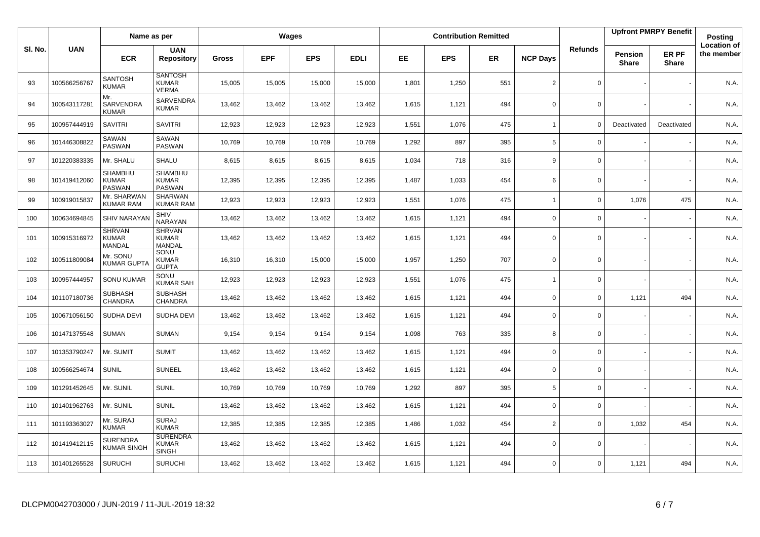| Sl. No. | UAN | Name as per | | Wages | | | | Contribution Remitted | | | | Refunds | Upfront PMRPY Benefit | | Posting Location of the member |
|---|---|---|---|---|---|---|---|---|---|---|---|---|---|---|---|
| | | ECR | UAN Repository | Gross | EPF | EPS | EDLI | EE | EPS | ER | NCP Days | | Pension Share | ER PF Share | |
| 93 | 100566256767 | SANTOSH KUMAR | SANTOSH KUMAR VERMA | 15,005 | 15,005 | 15,000 | 15,000 | 1,801 | 1,250 | 551 | 2 | 0 | - | - | N.A. |
| 94 | 100543117281 | Mr. SARVENDRA KUMAR | SARVENDRA KUMAR | 13,462 | 13,462 | 13,462 | 13,462 | 1,615 | 1,121 | 494 | 0 | 0 | - | - | N.A. |
| 95 | 100957444919 | SAVITRI | SAVITRI | 12,923 | 12,923 | 12,923 | 12,923 | 1,551 | 1,076 | 475 | 1 | 0 | Deactivated | Deactivated | N.A. |
| 96 | 101446308822 | SAWAN PASWAN | SAWAN PASWAN | 10,769 | 10,769 | 10,769 | 10,769 | 1,292 | 897 | 395 | 5 | 0 | - | - | N.A. |
| 97 | 101220383335 | Mr. SHALU | SHALU | 8,615 | 8,615 | 8,615 | 8,615 | 1,034 | 718 | 316 | 9 | 0 | - | - | N.A. |
| 98 | 101419412060 | SHAMBHU KUMAR PASWAN | SHAMBHU KUMAR PASWAN | 12,395 | 12,395 | 12,395 | 12,395 | 1,487 | 1,033 | 454 | 6 | 0 | - | - | N.A. |
| 99 | 100919015837 | Mr. SHARWAN KUMAR RAM | SHARWAN KUMAR RAM | 12,923 | 12,923 | 12,923 | 12,923 | 1,551 | 1,076 | 475 | 1 | 0 | 1,076 | 475 | N.A. |
| 100 | 100634694845 | SHIV NARAYAN | SHIV NARAYAN | 13,462 | 13,462 | 13,462 | 13,462 | 1,615 | 1,121 | 494 | 0 | 0 | - | - | N.A. |
| 101 | 100915316972 | SHRVAN KUMAR MANDAL | SHRVAN KUMAR MANDAL | 13,462 | 13,462 | 13,462 | 13,462 | 1,615 | 1,121 | 494 | 0 | 0 | - | - | N.A. |
| 102 | 100511809084 | Mr. SONU KUMAR GUPTA | SONU KUMAR GUPTA | 16,310 | 16,310 | 15,000 | 15,000 | 1,957 | 1,250 | 707 | 0 | 0 | - | - | N.A. |
| 103 | 100957444957 | SONU KUMAR | SONU KUMAR SAH | 12,923 | 12,923 | 12,923 | 12,923 | 1,551 | 1,076 | 475 | 1 | 0 | - | - | N.A. |
| 104 | 101107180736 | SUBHASH CHANDRA | SUBHASH CHANDRA | 13,462 | 13,462 | 13,462 | 13,462 | 1,615 | 1,121 | 494 | 0 | 0 | 1,121 | 494 | N.A. |
| 105 | 100671056150 | SUDHA DEVI | SUDHA DEVI | 13,462 | 13,462 | 13,462 | 13,462 | 1,615 | 1,121 | 494 | 0 | 0 | - | - | N.A. |
| 106 | 101471375548 | SUMAN | SUMAN | 9,154 | 9,154 | 9,154 | 9,154 | 1,098 | 763 | 335 | 8 | 0 | - | - | N.A. |
| 107 | 101353790247 | Mr. SUMIT | SUMIT | 13,462 | 13,462 | 13,462 | 13,462 | 1,615 | 1,121 | 494 | 0 | 0 | - | - | N.A. |
| 108 | 100566254674 | SUNIL | SUNEEL | 13,462 | 13,462 | 13,462 | 13,462 | 1,615 | 1,121 | 494 | 0 | 0 | - | - | N.A. |
| 109 | 101291452645 | Mr. SUNIL | SUNIL | 10,769 | 10,769 | 10,769 | 10,769 | 1,292 | 897 | 395 | 5 | 0 | - | - | N.A. |
| 110 | 101401962763 | Mr. SUNIL | SUNIL | 13,462 | 13,462 | 13,462 | 13,462 | 1,615 | 1,121 | 494 | 0 | 0 | - | - | N.A. |
| 111 | 101193363027 | Mr. SURAJ KUMAR | SURAJ KUMAR | 12,385 | 12,385 | 12,385 | 12,385 | 1,486 | 1,032 | 454 | 2 | 0 | 1,032 | 454 | N.A. |
| 112 | 101419412115 | SURENDRA KUMAR SINGH | SURENDRA KUMAR SINGH | 13,462 | 13,462 | 13,462 | 13,462 | 1,615 | 1,121 | 494 | 0 | 0 | - | - | N.A. |
| 113 | 101401265528 | SURUCHI | SURUCHI | 13,462 | 13,462 | 13,462 | 13,462 | 1,615 | 1,121 | 494 | 0 | 0 | 1,121 | 494 | N.A. |

DLCPM0042703000 / JUN-2019 / 11-JUL-2019 18:32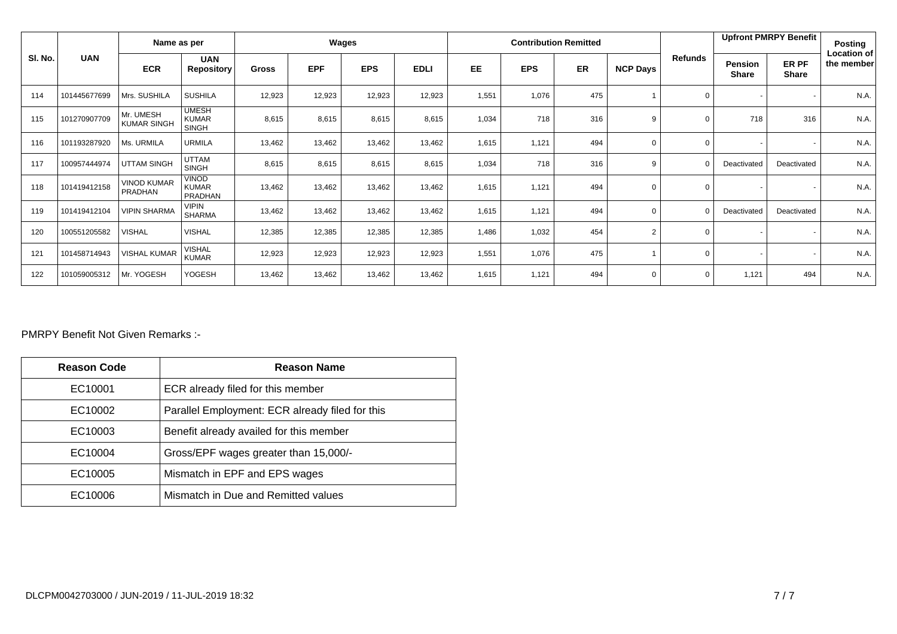| Sl. No. | UAN | Name as per | | Wages | | | | Contribution Remitted | | | | Refunds | Upfront PMRPY Benefit | | Posting Location of the member |
|---|---|---|---|---|---|---|---|---|---|---|---|---|---|---|---|
| | | ECR | UAN Repository | Gross | EPF | EPS | EDLI | EE | EPS | ER | NCP Days | | Pension Share | ER PF Share | |
| 114 | 101445677699 | Mrs. SUSHILA | SUSHILA | 12,923 | 12,923 | 12,923 | 12,923 | 1,551 | 1,076 | 475 | 1 | 0 | - | - | N.A. |
| 115 | 101270907709 | Mr. UMESH KUMAR SINGH | UMESH KUMAR SINGH | 8,615 | 8,615 | 8,615 | 8,615 | 1,034 | 718 | 316 | 9 | 0 | 718 | 316 | N.A. |
| 116 | 101193287920 | Ms. URMILA | URMILA | 13,462 | 13,462 | 13,462 | 13,462 | 1,615 | 1,121 | 494 | 0 | 0 | - | - | N.A. |
| 117 | 100957444974 | UTTAM SINGH | UTTAM SINGH | 8,615 | 8,615 | 8,615 | 8,615 | 1,034 | 718 | 316 | 9 | 0 | Deactivated | Deactivated | N.A. |
| 118 | 101419412158 | VINOD KUMAR PRADHAN | VINOD KUMAR PRADHAN | 13,462 | 13,462 | 13,462 | 13,462 | 1,615 | 1,121 | 494 | 0 | 0 | - | - | N.A. |
| 119 | 101419412104 | VIPIN SHARMA | VIPIN SHARMA | 13,462 | 13,462 | 13,462 | 13,462 | 1,615 | 1,121 | 494 | 0 | 0 | Deactivated | Deactivated | N.A. |
| 120 | 100551205582 | VISHAL | VISHAL | 12,385 | 12,385 | 12,385 | 12,385 | 1,486 | 1,032 | 454 | 2 | 0 | - | - | N.A. |
| 121 | 101458714943 | VISHAL KUMAR | VISHAL KUMAR | 12,923 | 12,923 | 12,923 | 12,923 | 1,551 | 1,076 | 475 | 1 | 0 | - | - | N.A. |
| 122 | 101059005312 | Mr. YOGESH | YOGESH | 13,462 | 13,462 | 13,462 | 13,462 | 1,615 | 1,121 | 494 | 0 | 0 | 1,121 | 494 | N.A. |

PMRPY Benefit Not Given Remarks :-

| Reason Code | Reason Name |
|---|---|
| EC10001 | ECR already filed for this member |
| EC10002 | Parallel Employment: ECR already filed for this |
| EC10003 | Benefit already availed for this member |
| EC10004 | Gross/EPF wages greater than 15,000/- |
| EC10005 | Mismatch in EPF and EPS wages |
| EC10006 | Mismatch in Due and Remitted values |

DLCPM0042703000 / JUN-2019 / 11-JUL-2019 18:32